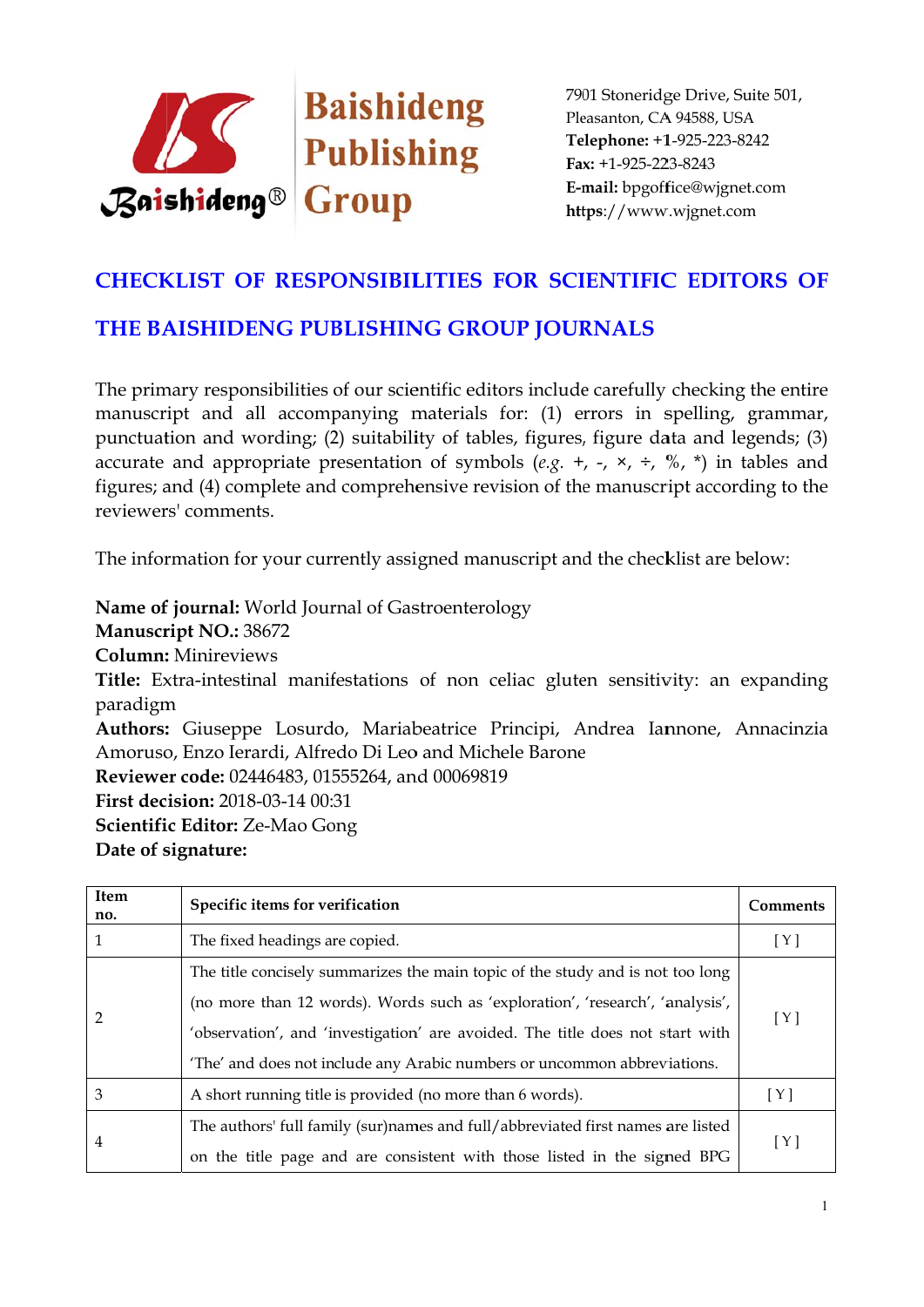Baishideng Publishing Group

7901 Stoneridge Drive, Suite 501,
Pleasanton, CA 94588, USA
**Telephone:** +1-925-223-8242
**Fax:** +1-925-223-8243
**E-mail:** bpgoffice@wjgnet.com
**https**://www.wjgnet.com

# CHECKLIST OF RESPONSIBILITIES FOR SCIENTIFIC EDITORS OF THE BAISHIDENG PUBLISHING GROUP JOURNALS

The primary responsibilities of our scientific editors include carefully checking the entire manuscript and all accompanying materials for: (1) errors in spelling, grammar, punctuation and wording; (2) suitability of tables, figures, figure data and legends; (3) accurate and appropriate presentation of symbols (*e.g.* +, -, ×, ÷, %, *) in tables and figures; and (4) complete and comprehensive revision of the manuscript according to the reviewers' comments.

The information for your currently assigned manuscript and the checklist are below:

**Name of journal:** World Journal of Gastroenterology
**Manuscript NO.:** 38672
**Column:** Minireviews
**Title:** Extra-intestinal manifestations of non celiac gluten sensitivity: an expanding paradigm
**Authors:** Giuseppe Losurdo, Mariabeatrice Principi, Andrea Iannone, Annacinzia Amoruso, Enzo Ierardi, Alfredo Di Leo and Michele Barone
**Reviewer code:** 02446483, 01555264, and 00069819
**First decision:** 2018-03-14 00:31
**Scientific Editor:** Ze-Mao Gong
**Date of signature:**

| Item no. | Specific items for verification | Comments |
|---|---|---|
| 1 | The fixed headings are copied. | [ Y ] |
| 2 | The title concisely summarizes the main topic of the study and is not too long (no more than 12 words). Words such as 'exploration', 'research', 'analysis', 'observation', and 'investigation' are avoided. The title does not start with 'The' and does not include any Arabic numbers or uncommon abbreviations. | [ Y ] |
| 3 | A short running title is provided (no more than 6 words). | [ Y ] |
| 4 | The authors' full family (sur)names and full/abbreviated first names are listed on the title page and are consistent with those listed in the signed BPG | [ Y ] |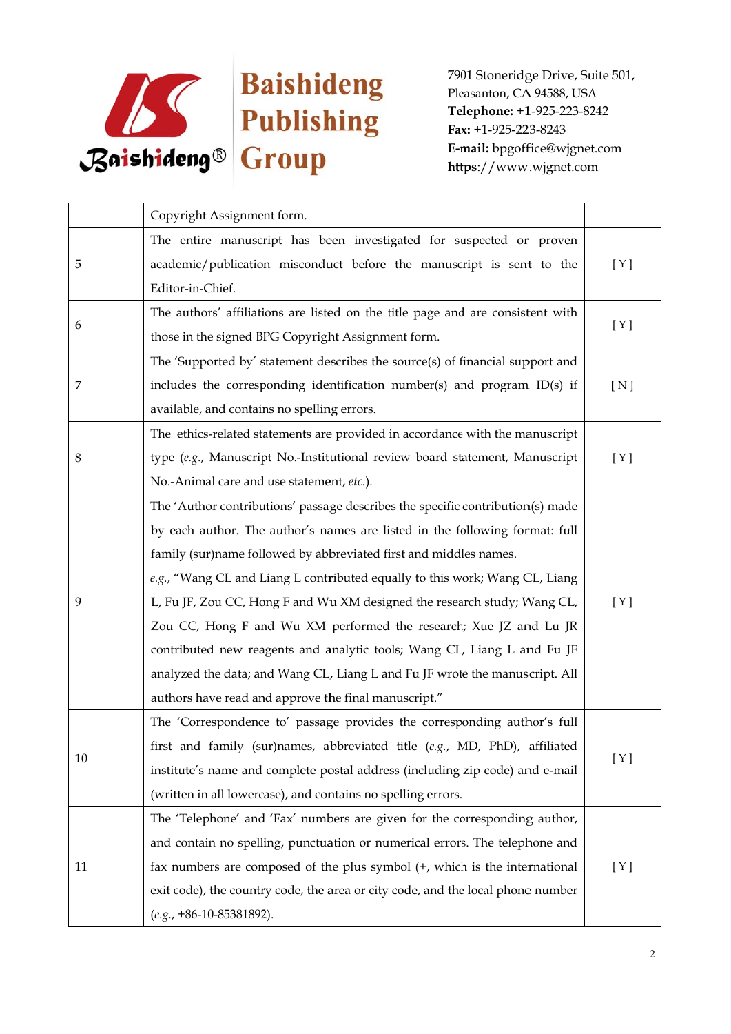|  |  |  |
|---|---|---|
|  | Copyright Assignment form. |  |
| 5 | The entire manuscript has been investigated for suspected or proven academic/publication misconduct before the manuscript is sent to the Editor-in-Chief. | [ Y ] |
| 6 | The authors' affiliations are listed on the title page and are consistent with those in the signed BPG Copyright Assignment form. | [ Y ] |
| 7 | The 'Supported by' statement describes the source(s) of financial support and includes the corresponding identification number(s) and program ID(s) if available, and contains no spelling errors. | [ N ] |
| 8 | The ethics-related statements are provided in accordance with the manuscript type (*e.g.*, Manuscript No.-Institutional review board statement, Manuscript No.-Animal care and use statement, *etc.*). | [ Y ] |
| 9 | The 'Author contributions' passage describes the specific contribution(s) made by each author. The author's names are listed in the following format: full family (sur)name followed by abbreviated first and middles names. *e.g.*, "Wang CL and Liang L contributed equally to this work; Wang CL, Liang L, Fu JF, Zou CC, Hong F and Wu XM designed the research study; Wang CL, Zou CC, Hong F and Wu XM performed the research; Xue JZ and Lu JR contributed new reagents and analytic tools; Wang CL, Liang L and Fu JF analyzed the data; and Wang CL, Liang L and Fu JF wrote the manuscript. All authors have read and approve the final manuscript." | [ Y ] |
| 10 | The 'Correspondence to' passage provides the corresponding author's full first and family (sur)names, abbreviated title (*e.g.*, MD, PhD), affiliated institute's name and complete postal address (including zip code) and e-mail (written in all lowercase), and contains no spelling errors. | [ Y ] |
| 11 | The 'Telephone' and 'Fax' numbers are given for the corresponding author, and contain no spelling, punctuation or numerical errors. The telephone and fax numbers are composed of the plus symbol (+, which is the international exit code), the country code, the area or city code, and the local phone number (*e.g.*, +86-10-85381892). | [ Y ] |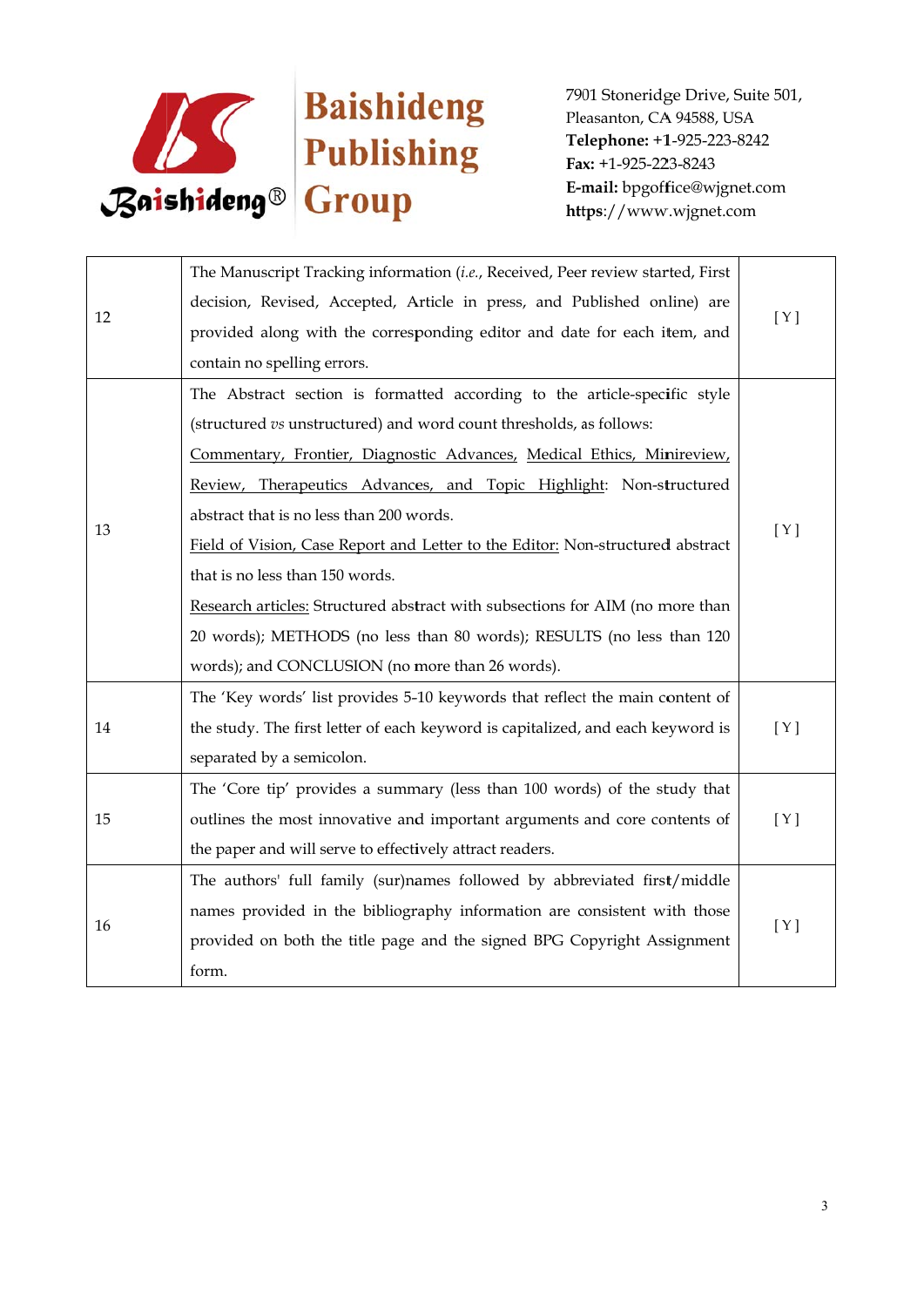| 12 | The Manuscript Tracking information (*i.e.*, Received, Peer review started, First decision, Revised, Accepted, Article in press, and Published online) are provided along with the corresponding editor and date for each item, and contain no spelling errors. | [ Y ] |
|---|---|---|
| 13 | The Abstract section is formatted according to the article-specific style (structured *vs* unstructured) and word count thresholds, as follows:<br>Commentary, Frontier, Diagnostic Advances, Medical Ethics, Minireview, Review, Therapeutics Advances, and Topic Highlight: Non-structured abstract that is no less than 200 words.<br>Field of Vision, Case Report and Letter to the Editor: Non-structured abstract that is no less than 150 words.<br>Research articles: Structured abstract with subsections for AIM (no more than 20 words); METHODS (no less than 80 words); RESULTS (no less than 120 words); and CONCLUSION (no more than 26 words). | [ Y ] |
| 14 | The 'Key words' list provides 5-10 keywords that reflect the main content of the study. The first letter of each keyword is capitalized, and each keyword is separated by a semicolon. | [ Y ] |
| 15 | The 'Core tip' provides a summary (less than 100 words) of the study that outlines the most innovative and important arguments and core contents of the paper and will serve to effectively attract readers. | [ Y ] |
| 16 | The authors' full family (sur)names followed by abbreviated first/middle names provided in the bibliography information are consistent with those provided on both the title page and the signed BPG Copyright Assignment form. | [ Y ] |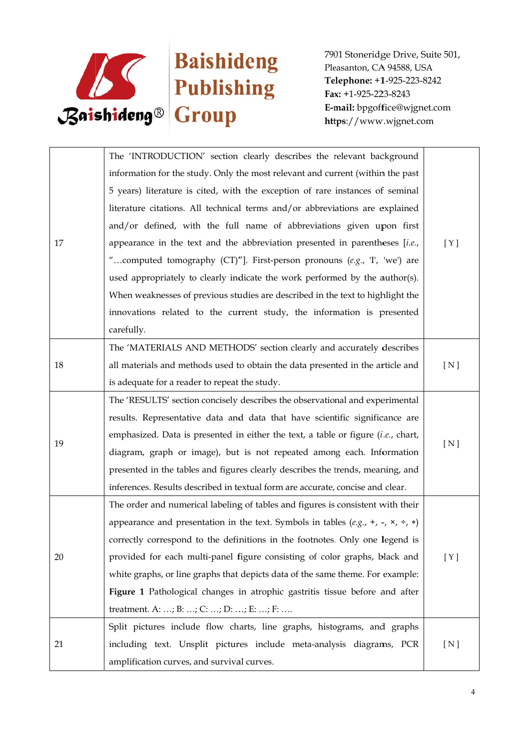| | | |
|---|---|---|
| 17 | The 'INTRODUCTION' section clearly describes the relevant background information for the study. Only the most relevant and current (within the past 5 years) literature is cited, with the exception of rare instances of seminal literature citations. All technical terms and/or abbreviations are explained and/or defined, with the full name of abbreviations given upon first appearance in the text and the abbreviation presented in parentheses [*i.e.*, "…computed tomography (CT)"]. First-person pronouns (*e.g.*, 'I', 'we') are used appropriately to clearly indicate the work performed by the author(s). When weaknesses of previous studies are described in the text to highlight the innovations related to the current study, the information is presented carefully. | [ Y ] |
| 18 | The 'MATERIALS AND METHODS' section clearly and accurately describes all materials and methods used to obtain the data presented in the article and is adequate for a reader to repeat the study. | [ N ] |
| 19 | The 'RESULTS' section concisely describes the observational and experimental results. Representative data and data that have scientific significance are emphasized. Data is presented in either the text, a table or figure (*i.e.*, chart, diagram, graph or image), but is not repeated among each. Information presented in the tables and figures clearly describes the trends, meaning, and inferences. Results described in textual form are accurate, concise and clear. | [ N ] |
| 20 | The order and numerical labeling of tables and figures is consistent with their appearance and presentation in the text. Symbols in tables (*e.g.*, +, -, ×, ÷, ∗) correctly correspond to the definitions in the footnotes. Only one legend is provided for each multi-panel figure consisting of color graphs, black and white graphs, or line graphs that depicts data of the same theme. For example: **Figure 1** Pathological changes in atrophic gastritis tissue before and after treatment. A: …; B: …; C: …; D: …; E: …; F: …. | [ Y ] |
| 21 | Split pictures include flow charts, line graphs, histograms, and graphs including text. Unsplit pictures include meta-analysis diagrams, PCR amplification curves, and survival curves. | [ N ] |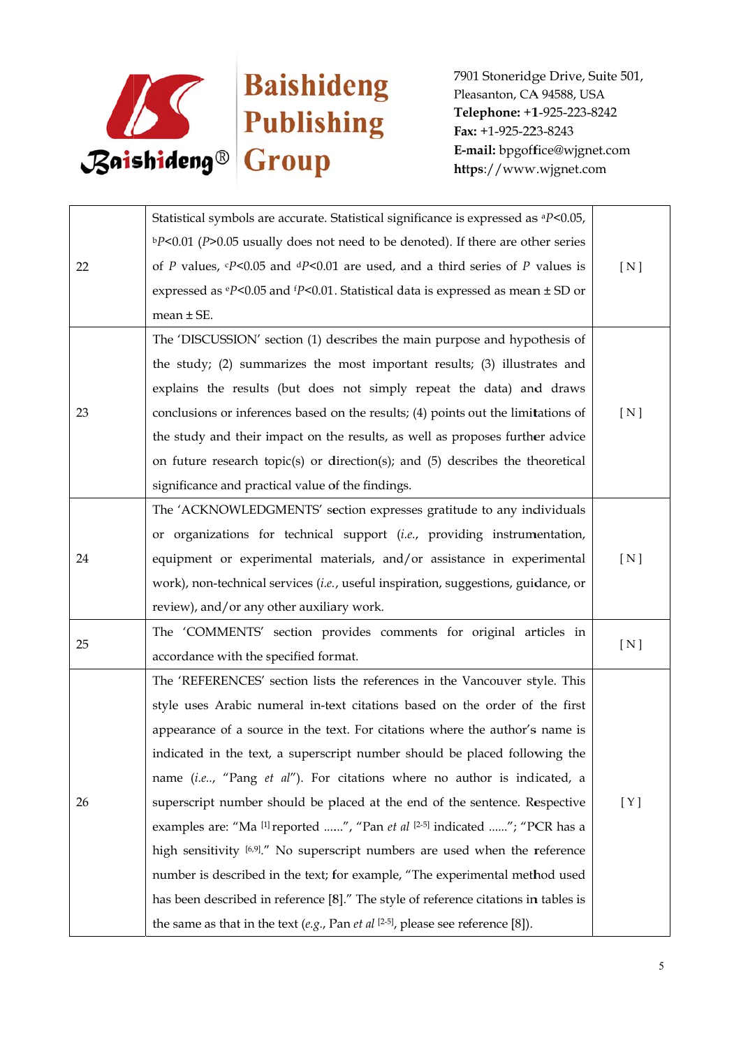| | | |
|---|---|---|
| 22 | Statistical symbols are accurate. Statistical significance is expressed as $^{a}P<0.05$, $^{b}P<0.01$ ($P>0.05$ usually does not need to be denoted). If there are other series of $P$ values, $^{c}P<0.05$ and $^{d}P<0.01$ are used, and a third series of $P$ values is expressed as $^{e}P<0.05$ and $^{f}P<0.01$. Statistical data is expressed as mean ± SD or mean ± SE. | [ N ] |
| 23 | The 'DISCUSSION' section (1) describes the main purpose and hypothesis of the study; (2) summarizes the most important results; (3) illustrates and explains the results (but does not simply repeat the data) and draws conclusions or inferences based on the results; (4) points out the limitations of the study and their impact on the results, as well as proposes further advice on future research topic(s) or direction(s); and (5) describes the theoretical significance and practical value of the findings. | [ N ] |
| 24 | The 'ACKNOWLEDGMENTS' section expresses gratitude to any individuals or organizations for technical support (*i.e.*, providing instrumentation, equipment or experimental materials, and/or assistance in experimental work), non-technical services (*i.e.*, useful inspiration, suggestions, guidance, or review), and/or any other auxiliary work. | [ N ] |
| 25 | The 'COMMENTS' section provides comments for original articles in accordance with the specified format. | [ N ] |
| 26 | The 'REFERENCES' section lists the references in the Vancouver style. This style uses Arabic numeral in-text citations based on the order of the first appearance of a source in the text. For citations where the author's name is indicated in the text, a superscript number should be placed following the name (*i.e.*., "Pang *et al*"). For citations where no author is indicated, a superscript number should be placed at the end of the sentence. Respective examples are: "Ma [1] reported ......", "Pan *et al* [2-5] indicated ......"; "PCR has a high sensitivity [6,9]." No superscript numbers are used when the reference number is described in the text; for example, "The experimental method used has been described in reference [8]." The style of reference citations in tables is the same as that in the text (*e.g.*, Pan *et al* [2-5], please see reference [8]). | [ Y ] |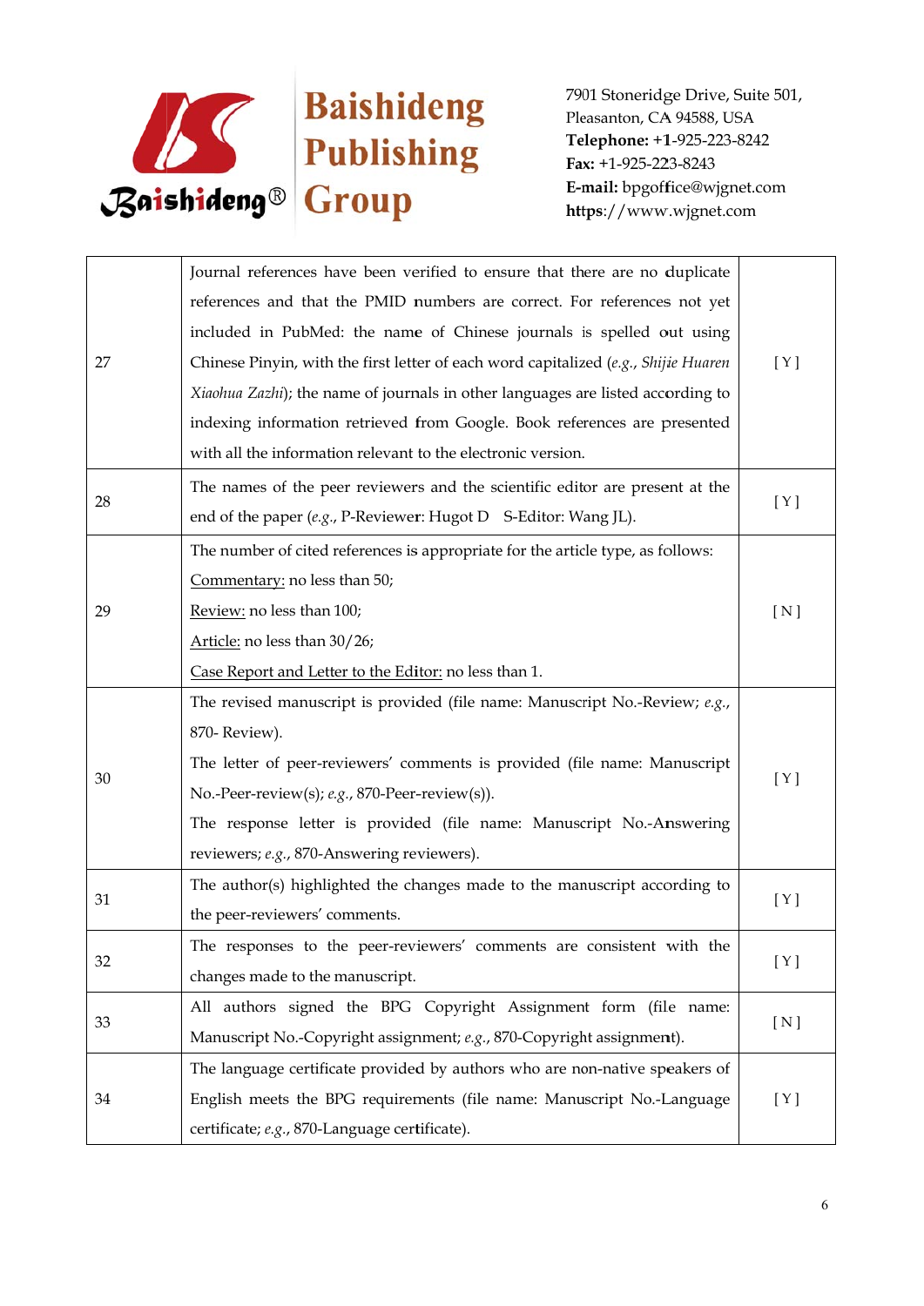| | | |
|---|---|---|
| 27 | Journal references have been verified to ensure that there are no duplicate references and that the PMID numbers are correct. For references not yet included in PubMed: the name of Chinese journals is spelled out using Chinese Pinyin, with the first letter of each word capitalized (*e.g.*, *Shijie Huaren Xiaohua Zazhi*); the name of journals in other languages are listed according to indexing information retrieved from Google. Book references are presented with all the information relevant to the electronic version. | [ Y ] |
| 28 | The names of the peer reviewers and the scientific editor are present at the end of the paper (*e.g.*, P-Reviewer: Hugot D S-Editor: Wang JL). | [ Y ] |
| 29 | The number of cited references is appropriate for the article type, as follows:<br>Commentary: no less than 50;<br>Review: no less than 100;<br>Article: no less than 30/26;<br>Case Report and Letter to the Editor: no less than 1. | [ N ] |
| 30 | The revised manuscript is provided (file name: Manuscript No.-Review; *e.g.*, 870- Review).<br>The letter of peer-reviewers' comments is provided (file name: Manuscript No.-Peer-review(s); *e.g.*, 870-Peer-review(s)).<br>The response letter is provided (file name: Manuscript No.-Answering reviewers; *e.g.*, 870-Answering reviewers). | [ Y ] |
| 31 | The author(s) highlighted the changes made to the manuscript according to the peer-reviewers' comments. | [ Y ] |
| 32 | The responses to the peer-reviewers' comments are consistent with the changes made to the manuscript. | [ Y ] |
| 33 | All authors signed the BPG Copyright Assignment form (file name: Manuscript No.-Copyright assignment; *e.g.*, 870-Copyright assignment). | [ N ] |
| 34 | The language certificate provided by authors who are non-native speakers of English meets the BPG requirements (file name: Manuscript No.-Language certificate; *e.g.*, 870-Language certificate). | [ Y ] |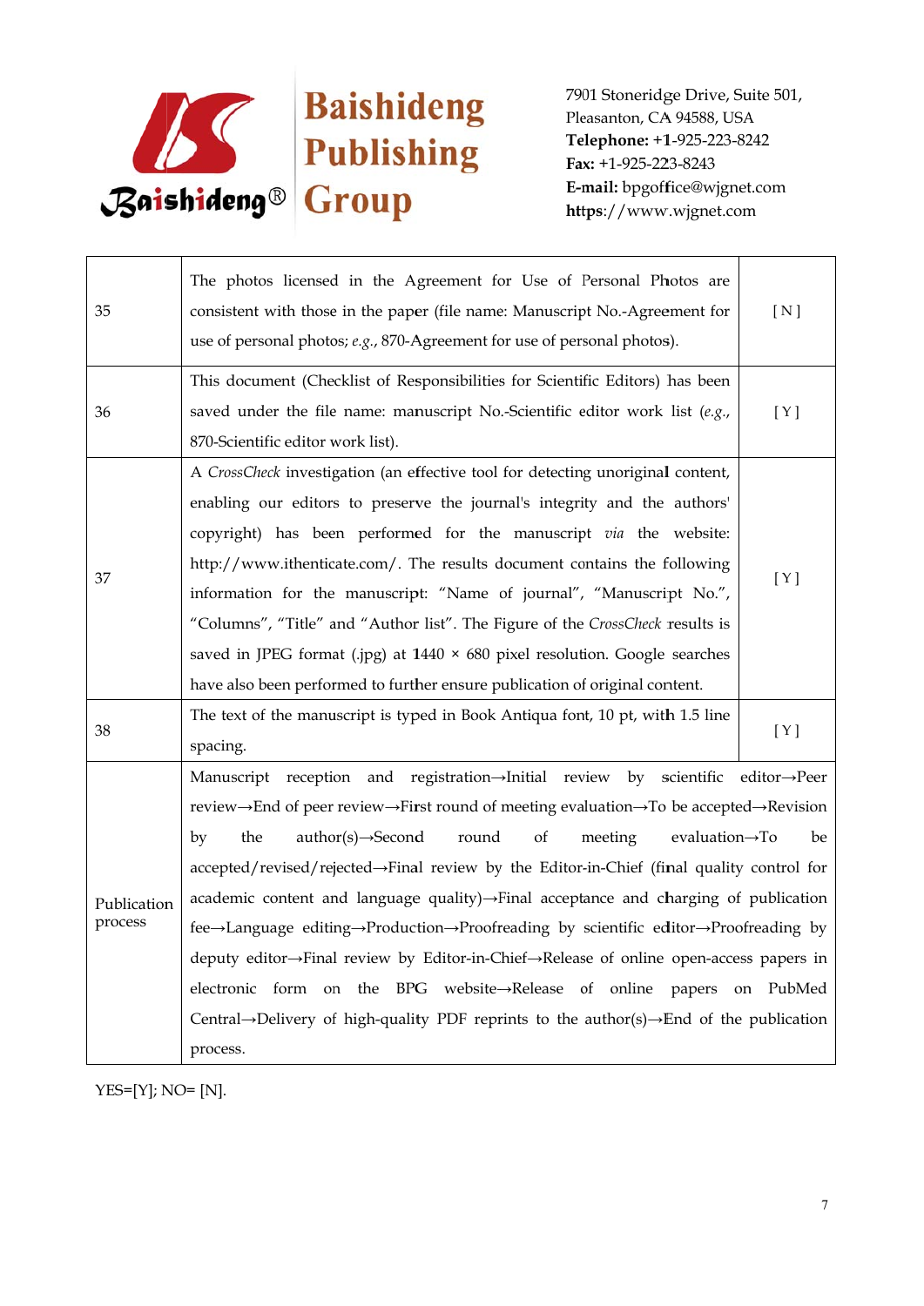| | | |
|---|---|---|
| 35 | The photos licensed in the Agreement for Use of Personal Photos are consistent with those in the paper (file name: Manuscript No.-Agreement for use of personal photos; *e.g.*, 870-Agreement for use of personal photos). | [ N ] |
| 36 | This document (Checklist of Responsibilities for Scientific Editors) has been saved under the file name: manuscript No.-Scientific editor work list (*e.g.*, 870-Scientific editor work list). | [ Y ] |
| 37 | A *CrossCheck* investigation (an effective tool for detecting unoriginal content, enabling our editors to preserve the journal's integrity and the authors' copyright) has been performed for the manuscript *via* the website: http://www.ithenticate.com/. The results document contains the following information for the manuscript: "Name of journal", "Manuscript No.", "Columns", "Title" and "Author list". The Figure of the *CrossCheck* results is saved in JPEG format (.jpg) at 1440 × 680 pixel resolution. Google searches have also been performed to further ensure publication of original content. | [ Y ] |
| 38 | The text of the manuscript is typed in Book Antiqua font, 10 pt, with 1.5 line spacing. | [ Y ] |
| Publication process | Manuscript reception and registration→Initial review by scientific editor→Peer review→End of peer review→First round of meeting evaluation→To be accepted→Revision by the author(s)→Second round of meeting evaluation→To be accepted/revised/rejected→Final review by the Editor-in-Chief (final quality control for academic content and language quality)→Final acceptance and charging of publication fee→Language editing→Production→Proofreading by scientific editor→Proofreading by deputy editor→Final review by Editor-in-Chief→Release of online open-access papers in electronic form on the BPG website→Release of online papers on PubMed Central→Delivery of high-quality PDF reprints to the author(s)→End of the publication process. | |

YES=[Y]; NO= [N].